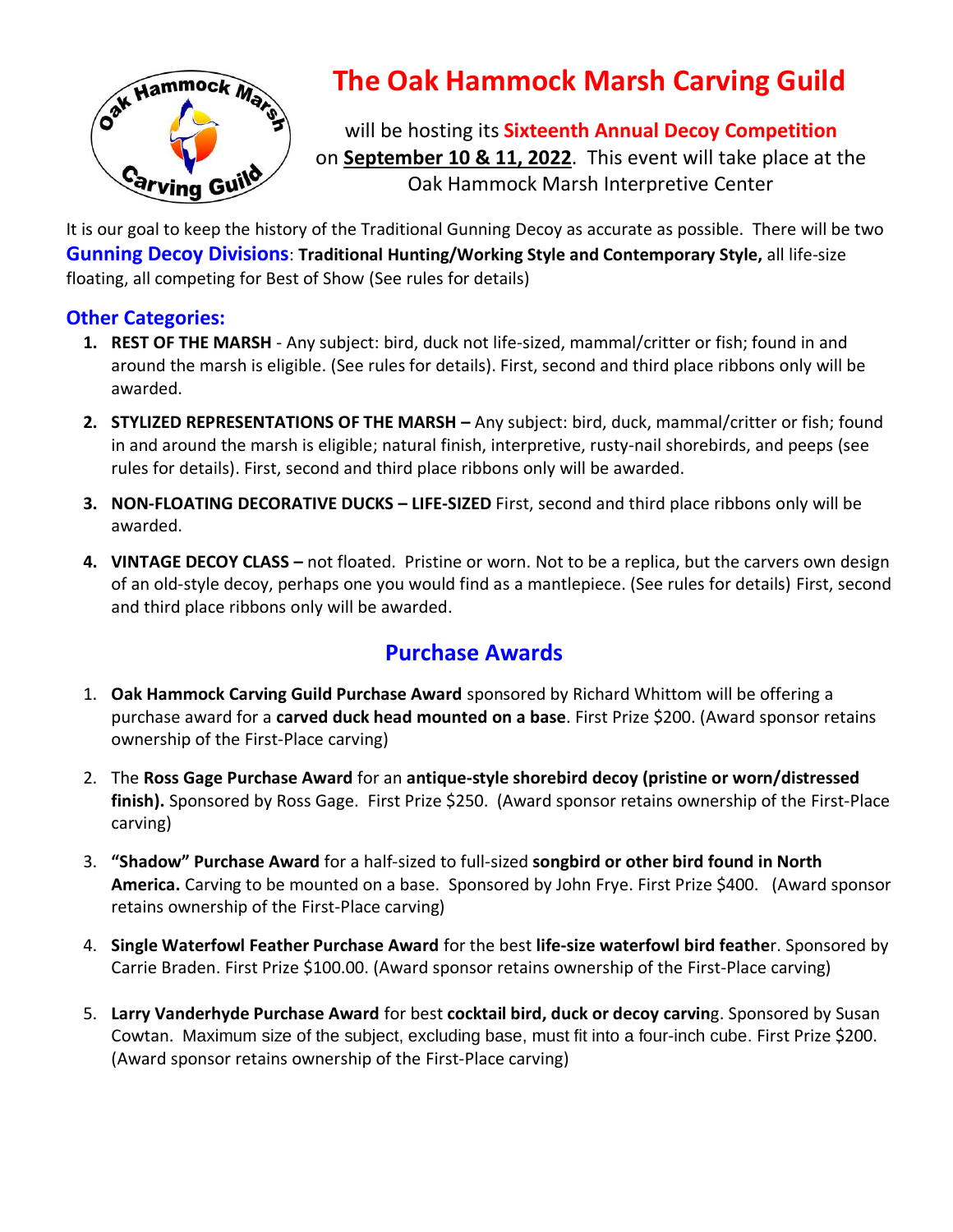# The Oak Hammock Marsh Carving Guild

will be hosting its **Sixteenth Annual Decoy Competition** on **September 10 & 11, 2022**. This event will take place at the Oak Hammock Marsh Interpretive Center

It is our goal to keep the history of the Traditional Gunning Decoy as accurate as possible. There will be two **Gunning Decoy Divisions**: **Traditional Hunting/Working Style and Contemporary Style,** all life-size floating, all competing for Best of Show (See rules for details)

## Other Categories:

1. **REST OF THE MARSH** - Any subject: bird, duck not life-sized, mammal/critter or fish; found in and around the marsh is eligible. (See rules for details). First, second and third place ribbons only will be awarded.
2. **STYLIZED REPRESENTATIONS OF THE MARSH –** Any subject: bird, duck, mammal/critter or fish; found in and around the marsh is eligible; natural finish, interpretive, rusty-nail shorebirds, and peeps (see rules for details). First, second and third place ribbons only will be awarded.
3. **NON-FLOATING DECORATIVE DUCKS – LIFE-SIZED** First, second and third place ribbons only will be awarded.
4. **VINTAGE DECOY CLASS –** not floated. Pristine or worn. Not to be a replica, but the carvers own design of an old-style decoy, perhaps one you would find as a mantlepiece. (See rules for details) First, second and third place ribbons only will be awarded.

## Purchase Awards

1. **Oak Hammock Carving Guild Purchase Award** sponsored by Richard Whittom will be offering a purchase award for a **carved duck head mounted on a base**. First Prize $200. (Award sponsor retains ownership of the First-Place carving)
2. The **Ross Gage Purchase Award** for an **antique-style shorebird decoy (pristine or worn/distressed finish).** Sponsored by Ross Gage. First Prize $250. (Award sponsor retains ownership of the First-Place carving)
3. **"Shadow" Purchase Award** for a half-sized to full-sized **songbird or other bird found in North America.** Carving to be mounted on a base. Sponsored by John Frye. First Prize $400. (Award sponsor retains ownership of the First-Place carving)
4. **Single Waterfowl Feather Purchase Award** for the best **life-size waterfowl bird feathe**r. Sponsored by Carrie Braden. First Prize $100.00. (Award sponsor retains ownership of the First-Place carving)
5. **Larry Vanderhyde Purchase Award** for best **cocktail bird, duck or decoy carvin**g. Sponsored by Susan Cowtan. Maximum size of the subject, excluding base, must fit into a four-inch cube. First Prize $200. (Award sponsor retains ownership of the First-Place carving)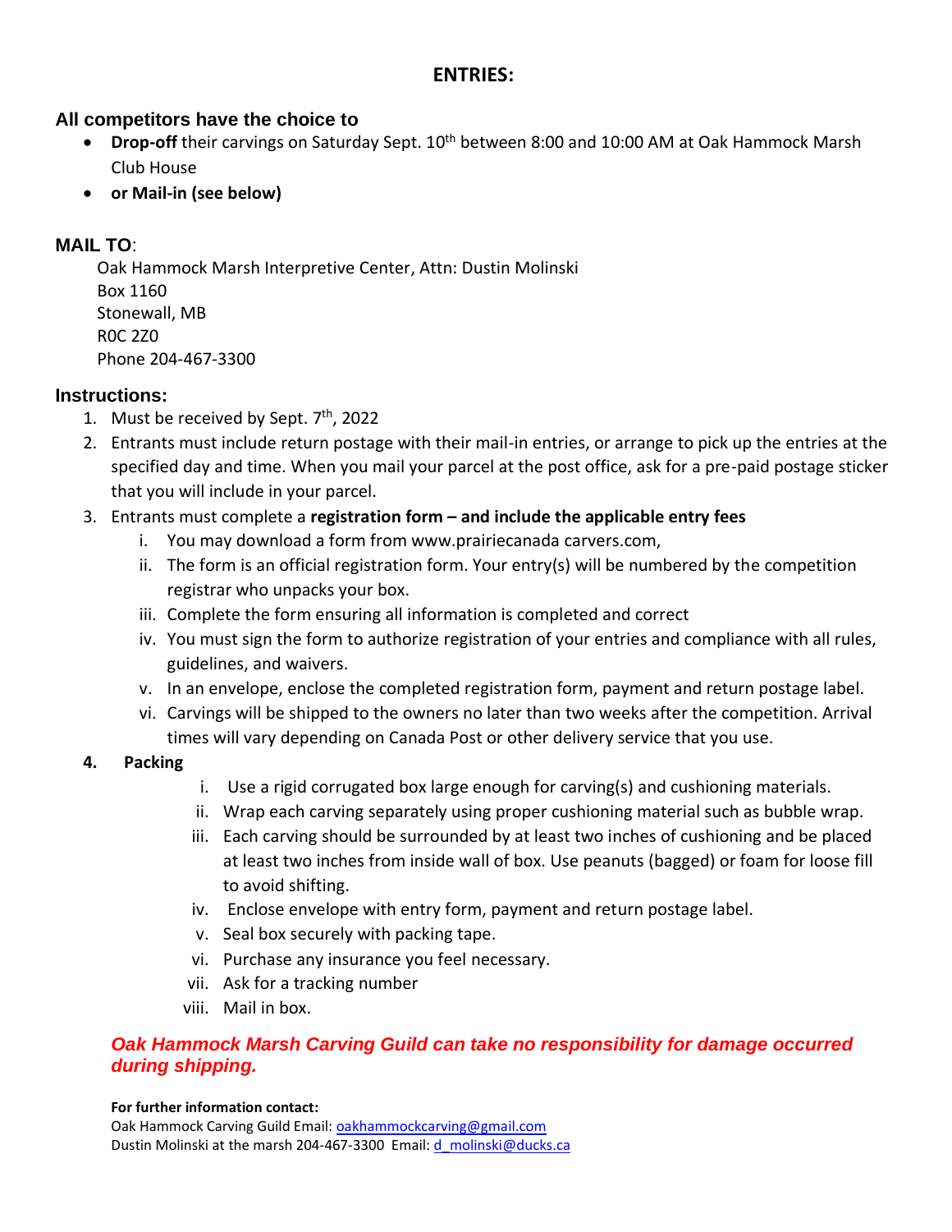# ENTRIES:

### All competitors have the choice to

- **Drop-off** their carvings on Saturday Sept. 10th between 8:00 and 10:00 AM at Oak Hammock Marsh Club House
- **or Mail-in (see below)**

### MAIL TO:

Oak Hammock Marsh Interpretive Center, Attn: Dustin Molinski
Box 1160
Stonewall, MB
R0C 2Z0
Phone 204-467-3300

### Instructions:

1. Must be received by Sept. 7th, 2022
2. Entrants must include return postage with their mail-in entries, or arrange to pick up the entries at the specified day and time. When you mail your parcel at the post office, ask for a pre-paid postage sticker that you will include in your parcel.
3. Entrants must complete a **registration form – and include the applicable entry fees**
   i. You may download a form from www.prairiecanada carvers.com,
   ii. The form is an official registration form. Your entry(s) will be numbered by the competition registrar who unpacks your box.
   iii. Complete the form ensuring all information is completed and correct
   iv. You must sign the form to authorize registration of your entries and compliance with all rules, guidelines, and waivers.
   v. In an envelope, enclose the completed registration form, payment and return postage label.
   vi. Carvings will be shipped to the owners no later than two weeks after the competition. Arrival times will vary depending on Canada Post or other delivery service that you use.
4. **Packing**
   i. Use a rigid corrugated box large enough for carving(s) and cushioning materials.
   ii. Wrap each carving separately using proper cushioning material such as bubble wrap.
   iii. Each carving should be surrounded by at least two inches of cushioning and be placed at least two inches from inside wall of box. Use peanuts (bagged) or foam for loose fill to avoid shifting.
   iv. Enclose envelope with entry form, payment and return postage label.
   v. Seal box securely with packing tape.
   vi. Purchase any insurance you feel necessary.
   vii. Ask for a tracking number
   viii. Mail in box.

***Oak Hammock Marsh Carving Guild can take no responsibility for damage occurred during shipping.***

**For further information contact:**
Oak Hammock Carving Guild Email: oakhammockcarving@gmail.com
Dustin Molinski at the marsh 204-467-3300 Email: d_molinski@ducks.ca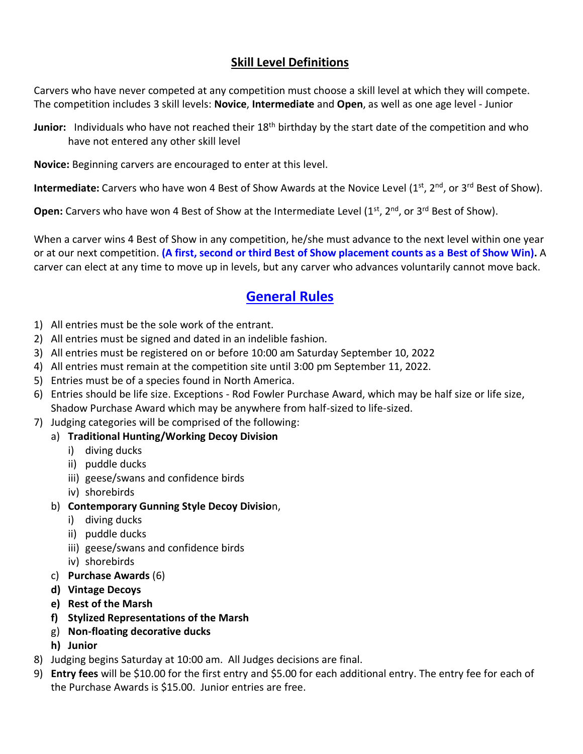## Skill Level Definitions

Carvers who have never competed at any competition must choose a skill level at which they will compete. The competition includes 3 skill levels: **Novice**, **Intermediate** and **Open**, as well as one age level - Junior

**Junior:** Individuals who have not reached their 18th birthday by the start date of the competition and who have not entered any other skill level

**Novice:** Beginning carvers are encouraged to enter at this level.

**Intermediate:** Carvers who have won 4 Best of Show Awards at the Novice Level (1st, 2nd, or 3rd Best of Show).

**Open:** Carvers who have won 4 Best of Show at the Intermediate Level (1st, 2nd, or 3rd Best of Show).

When a carver wins 4 Best of Show in any competition, he/she must advance to the next level within one year or at our next competition. **(A first, second or third Best of Show placement counts as a Best of Show Win).** A carver can elect at any time to move up in levels, but any carver who advances voluntarily cannot move back.

## General Rules

1) All entries must be the sole work of the entrant.
2) All entries must be signed and dated in an indelible fashion.
3) All entries must be registered on or before 10:00 am Saturday September 10, 2022
4) All entries must remain at the competition site until 3:00 pm September 11, 2022.
5) Entries must be of a species found in North America.
6) Entries should be life size. Exceptions - Rod Fowler Purchase Award, which may be half size or life size, Shadow Purchase Award which may be anywhere from half-sized to life-sized.
7) Judging categories will be comprised of the following:
   a) **Traditional Hunting/Working Decoy Division**
      i) diving ducks
      ii) puddle ducks
      iii) geese/swans and confidence birds
      iv) shorebirds
   b) **Contemporary Gunning Style Decoy Divisio**n,
      i) diving ducks
      ii) puddle ducks
      iii) geese/swans and confidence birds
      iv) shorebirds
   c) **Purchase Awards** (6)
   d) **Vintage Decoys**
   e) **Rest of the Marsh**
   f) **Stylized Representations of the Marsh**
   g) **Non-floating decorative ducks**
   h) **Junior**
8) Judging begins Saturday at 10:00 am. All Judges decisions are final.
9) **Entry fees** will be $10.00 for the first entry and $5.00 for each additional entry. The entry fee for each of the Purchase Awards is $15.00. Junior entries are free.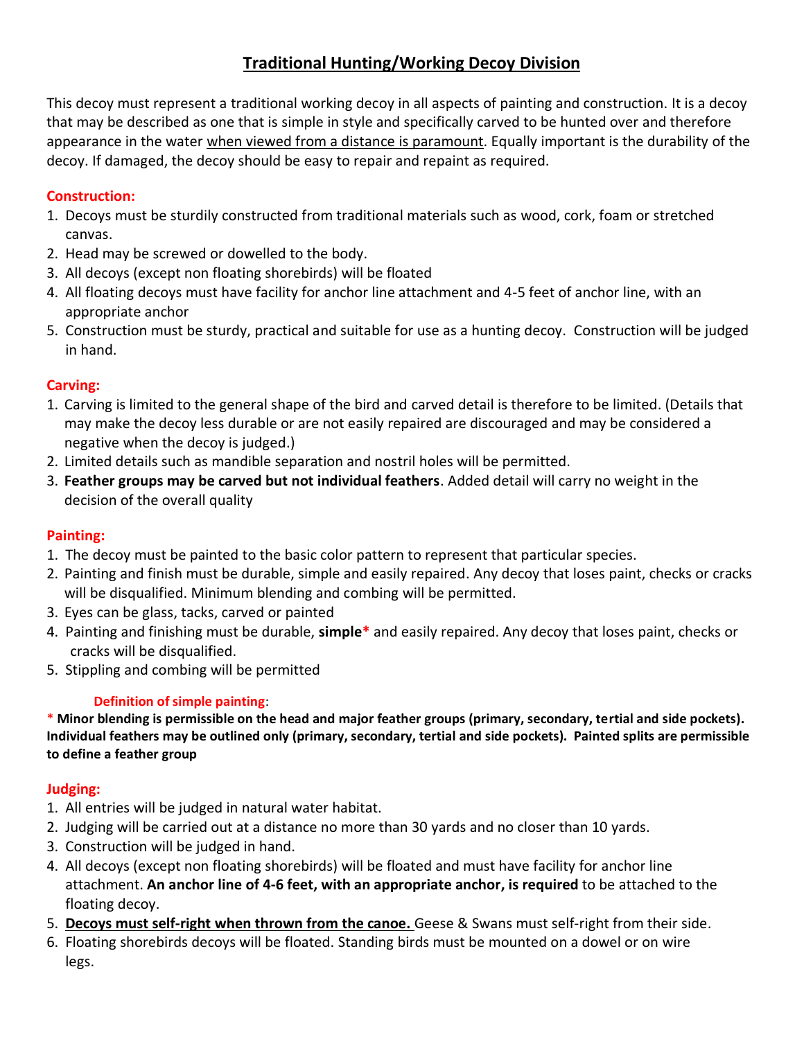# Traditional Hunting/Working Decoy Division

This decoy must represent a traditional working decoy in all aspects of painting and construction. It is a decoy that may be described as one that is simple in style and specifically carved to be hunted over and therefore appearance in the water <u>when viewed from a distance is paramount</u>. Equally important is the durability of the decoy. If damaged, the decoy should be easy to repair and repaint as required.

### Construction:

1. Decoys must be sturdily constructed from traditional materials such as wood, cork, foam or stretched canvas.
2. Head may be screwed or dowelled to the body.
3. All decoys (except non floating shorebirds) will be floated
4. All floating decoys must have facility for anchor line attachment and 4-5 feet of anchor line, with an appropriate anchor
5. Construction must be sturdy, practical and suitable for use as a hunting decoy. Construction will be judged in hand.

### Carving:

1. Carving is limited to the general shape of the bird and carved detail is therefore to be limited. (Details that may make the decoy less durable or are not easily repaired are discouraged and may be considered a negative when the decoy is judged.)
2. Limited details such as mandible separation and nostril holes will be permitted.
3. **Feather groups may be carved but not individual feathers**. Added detail will carry no weight in the decision of the overall quality

### Painting:

1. The decoy must be painted to the basic color pattern to represent that particular species.
2. Painting and finish must be durable, simple and easily repaired. Any decoy that loses paint, checks or cracks will be disqualified. Minimum blending and combing will be permitted.
3. Eyes can be glass, tacks, carved or painted
4. Painting and finishing must be durable, **simple*** and easily repaired. Any decoy that loses paint, checks or cracks will be disqualified.
5. Stippling and combing will be permitted

**Definition of simple painting**:

* **Minor blending is permissible on the head and major feather groups (primary, secondary, tertial and side pockets). Individual feathers may be outlined only (primary, secondary, tertial and side pockets). Painted splits are permissible to define a feather group**

### Judging:

1. All entries will be judged in natural water habitat.
2. Judging will be carried out at a distance no more than 30 yards and no closer than 10 yards.
3. Construction will be judged in hand.
4. All decoys (except non floating shorebirds) will be floated and must have facility for anchor line attachment. **An anchor line of 4-6 feet, with an appropriate anchor, is required** to be attached to the floating decoy.
5. **<u>Decoys must self-right when thrown from the canoe.</u>** Geese & Swans must self-right from their side.
6. Floating shorebirds decoys will be floated. Standing birds must be mounted on a dowel or on wire legs.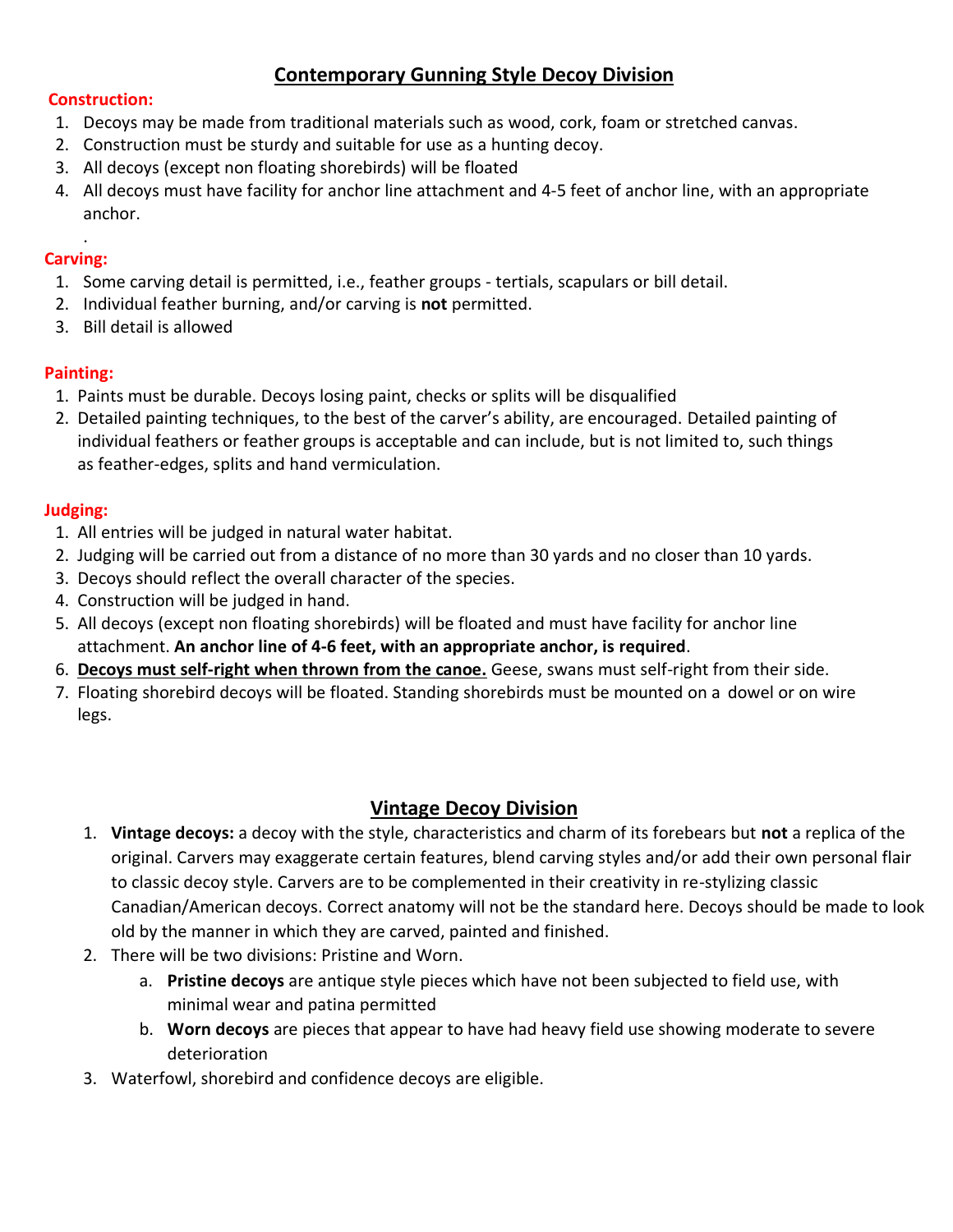## Contemporary Gunning Style Decoy Division

**Construction:**

1. Decoys may be made from traditional materials such as wood, cork, foam or stretched canvas.
2. Construction must be sturdy and suitable for use as a hunting decoy.
3. All decoys (except non floating shorebirds) will be floated
4. All decoys must have facility for anchor line attachment and 4-5 feet of anchor line, with an appropriate anchor.

.

**Carving:**

1. Some carving detail is permitted, i.e., feather groups - tertials, scapulars or bill detail.
2. Individual feather burning, and/or carving is **not** permitted.
3. Bill detail is allowed

**Painting:**

1. Paints must be durable. Decoys losing paint, checks or splits will be disqualified
2. Detailed painting techniques, to the best of the carver's ability, are encouraged. Detailed painting of individual feathers or feather groups is acceptable and can include, but is not limited to, such things as feather-edges, splits and hand vermiculation.

**Judging:**

1. All entries will be judged in natural water habitat.
2. Judging will be carried out from a distance of no more than 30 yards and no closer than 10 yards.
3. Decoys should reflect the overall character of the species.
4. Construction will be judged in hand.
5. All decoys (except non floating shorebirds) will be floated and must have facility for anchor line attachment. **An anchor line of 4-6 feet, with an appropriate anchor, is required**.
6. **Decoys must self-right when thrown from the canoe.** Geese, swans must self-right from their side.
7. Floating shorebird decoys will be floated. Standing shorebirds must be mounted on a dowel or on wire legs.

## Vintage Decoy Division

1. **Vintage decoys:** a decoy with the style, characteristics and charm of its forebears but **not** a replica of the original. Carvers may exaggerate certain features, blend carving styles and/or add their own personal flair to classic decoy style. Carvers are to be complemented in their creativity in re-stylizing classic Canadian/American decoys. Correct anatomy will not be the standard here. Decoys should be made to look old by the manner in which they are carved, painted and finished.
2. There will be two divisions: Pristine and Worn.
   a. **Pristine decoys** are antique style pieces which have not been subjected to field use, with minimal wear and patina permitted
   b. **Worn decoys** are pieces that appear to have had heavy field use showing moderate to severe deterioration
3. Waterfowl, shorebird and confidence decoys are eligible.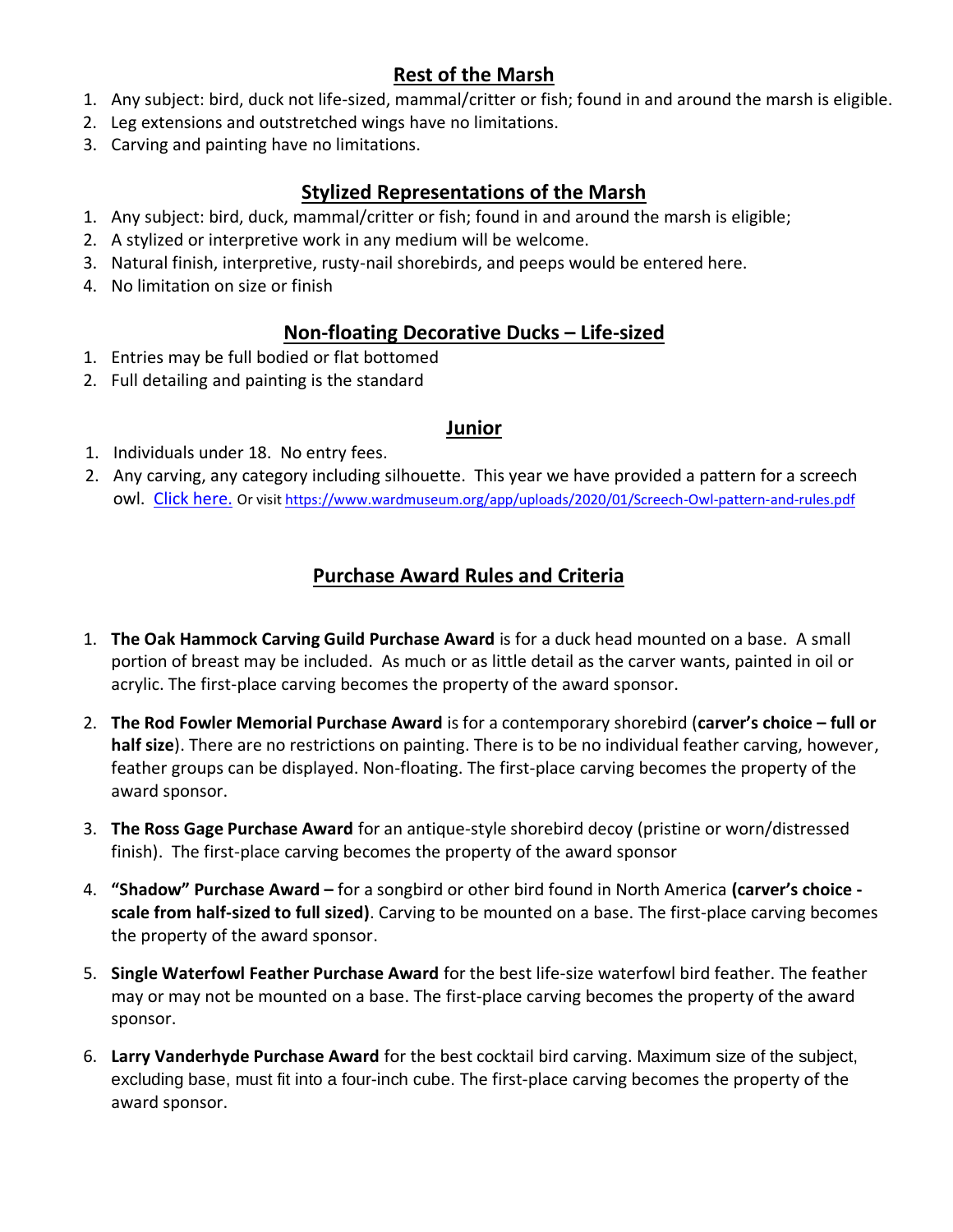## Rest of the Marsh

1. Any subject: bird, duck not life-sized, mammal/critter or fish; found in and around the marsh is eligible.
2. Leg extensions and outstretched wings have no limitations.
3. Carving and painting have no limitations.

## Stylized Representations of the Marsh

1. Any subject: bird, duck, mammal/critter or fish; found in and around the marsh is eligible;
2. A stylized or interpretive work in any medium will be welcome.
3. Natural finish, interpretive, rusty-nail shorebirds, and peeps would be entered here.
4. No limitation on size or finish

## Non-floating Decorative Ducks – Life-sized

1. Entries may be full bodied or flat bottomed
2. Full detailing and painting is the standard

## Junior

1. Individuals under 18. No entry fees.
2. Any carving, any category including silhouette. This year we have provided a pattern for a screech owl. [Click here.](https://www.wardmuseum.org/app/uploads/2020/01/Screech-Owl-pattern-and-rules.pdf) Or visit https://www.wardmuseum.org/app/uploads/2020/01/Screech-Owl-pattern-and-rules.pdf

## Purchase Award Rules and Criteria

1. **The Oak Hammock Carving Guild Purchase Award** is for a duck head mounted on a base. A small portion of breast may be included. As much or as little detail as the carver wants, painted in oil or acrylic. The first-place carving becomes the property of the award sponsor.

2. **The Rod Fowler Memorial Purchase Award** is for a contemporary shorebird (**carver's choice – full or half size**). There are no restrictions on painting. There is to be no individual feather carving, however, feather groups can be displayed. Non-floating. The first-place carving becomes the property of the award sponsor.

3. **The Ross Gage Purchase Award** for an antique-style shorebird decoy (pristine or worn/distressed finish). The first-place carving becomes the property of the award sponsor

4. **"Shadow" Purchase Award –** for a songbird or other bird found in North America **(carver's choice - scale from half-sized to full sized)**. Carving to be mounted on a base. The first-place carving becomes the property of the award sponsor.

5. **Single Waterfowl Feather Purchase Award** for the best life-size waterfowl bird feather. The feather may or may not be mounted on a base. The first-place carving becomes the property of the award sponsor.

6. **Larry Vanderhyde Purchase Award** for the best cocktail bird carving. Maximum size of the subject, excluding base, must fit into a four-inch cube. The first-place carving becomes the property of the award sponsor.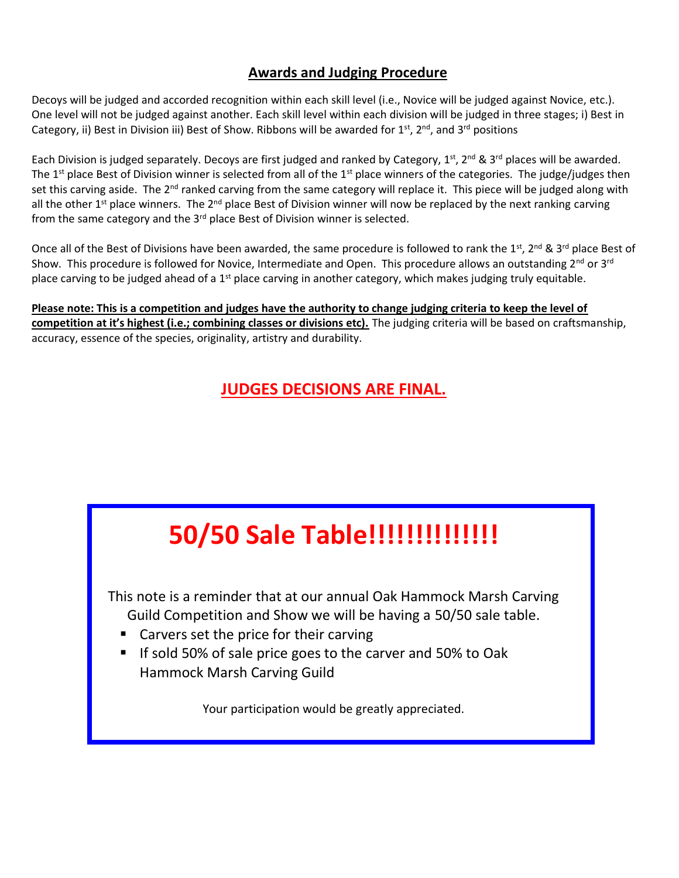## Awards and Judging Procedure

Decoys will be judged and accorded recognition within each skill level (i.e., Novice will be judged against Novice, etc.). One level will not be judged against another. Each skill level within each division will be judged in three stages; i) Best in Category, ii) Best in Division iii) Best of Show. Ribbons will be awarded for 1st, 2nd, and 3rd positions

Each Division is judged separately. Decoys are first judged and ranked by Category, 1st, 2nd & 3rd places will be awarded. The 1st place Best of Division winner is selected from all of the 1st place winners of the categories. The judge/judges then set this carving aside. The 2nd ranked carving from the same category will replace it. This piece will be judged along with all the other 1st place winners. The 2nd place Best of Division winner will now be replaced by the next ranking carving from the same category and the 3rd place Best of Division winner is selected.

Once all of the Best of Divisions have been awarded, the same procedure is followed to rank the 1st, 2nd & 3rd place Best of Show. This procedure is followed for Novice, Intermediate and Open. This procedure allows an outstanding 2nd or 3rd place carving to be judged ahead of a 1st place carving in another category, which makes judging truly equitable.

**Please note: This is a competition and judges have the authority to change judging criteria to keep the level of competition at it's highest (i.e.; combining classes or divisions etc).** The judging criteria will be based on craftsmanship, accuracy, essence of the species, originality, artistry and durability.

## JUDGES DECISIONS ARE FINAL.

# 50/50 Sale Table!!!!!!!!!!!!!

This note is a reminder that at our annual Oak Hammock Marsh Carving Guild Competition and Show we will be having a 50/50 sale table.

- Carvers set the price for their carving
- If sold 50% of sale price goes to the carver and 50% to Oak Hammock Marsh Carving Guild

Your participation would be greatly appreciated.